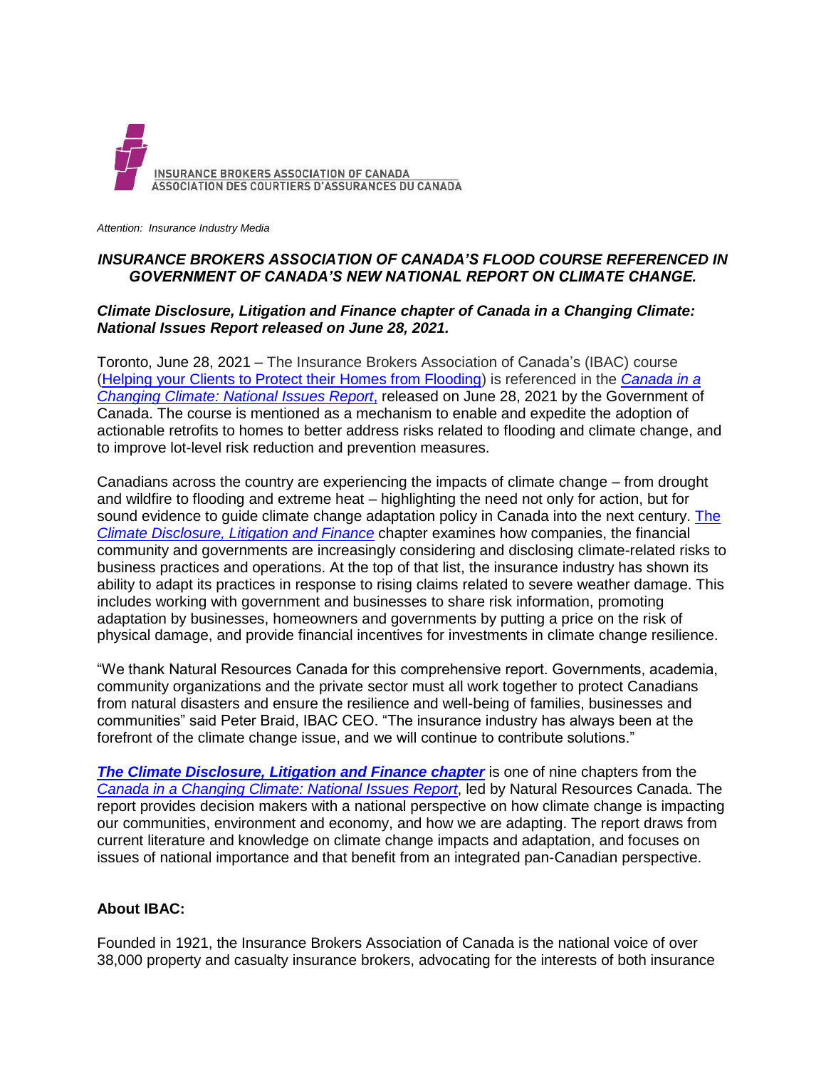INSURANCE BROKERS ASSOCIATION OF CANADA
ASSOCIATION DES COURTIERS D'ASSURANCES DU CANADA

*Attention: Insurance Industry Media*

***INSURANCE BROKERS ASSOCIATION OF CANADA'S FLOOD COURSE REFERENCED IN GOVERNMENT OF CANADA'S NEW NATIONAL REPORT ON CLIMATE CHANGE.***

***Climate Disclosure, Litigation and Finance chapter of Canada in a Changing Climate: National Issues Report released on June 28, 2021.***

Toronto, June 28, 2021 – The Insurance Brokers Association of Canada's (IBAC) course (Helping your Clients to Protect their Homes from Flooding) is referenced in the *Canada in a Changing Climate: National Issues Report*, released on June 28, 2021 by the Government of Canada. The course is mentioned as a mechanism to enable and expedite the adoption of actionable retrofits to homes to better address risks related to flooding and climate change, and to improve lot-level risk reduction and prevention measures.

Canadians across the country are experiencing the impacts of climate change – from drought and wildfire to flooding and extreme heat – highlighting the need not only for action, but for sound evidence to guide climate change adaptation policy in Canada into the next century. The *Climate Disclosure, Litigation and Finance* chapter examines how companies, the financial community and governments are increasingly considering and disclosing climate-related risks to business practices and operations. At the top of that list, the insurance industry has shown its ability to adapt its practices in response to rising claims related to severe weather damage. This includes working with government and businesses to share risk information, promoting adaptation by businesses, homeowners and governments by putting a price on the risk of physical damage, and provide financial incentives for investments in climate change resilience.

"We thank Natural Resources Canada for this comprehensive report. Governments, academia, community organizations and the private sector must all work together to protect Canadians from natural disasters and ensure the resilience and well-being of families, businesses and communities" said Peter Braid, IBAC CEO. "The insurance industry has always been at the forefront of the climate change issue, and we will continue to contribute solutions."

***The Climate Disclosure, Litigation and Finance chapter*** is one of nine chapters from the *Canada in a Changing Climate: National Issues Report*, led by Natural Resources Canada. The report provides decision makers with a national perspective on how climate change is impacting our communities, environment and economy, and how we are adapting. The report draws from current literature and knowledge on climate change impacts and adaptation, and focuses on issues of national importance and that benefit from an integrated pan-Canadian perspective.

**About IBAC:**

Founded in 1921, the Insurance Brokers Association of Canada is the national voice of over 38,000 property and casualty insurance brokers, advocating for the interests of both insurance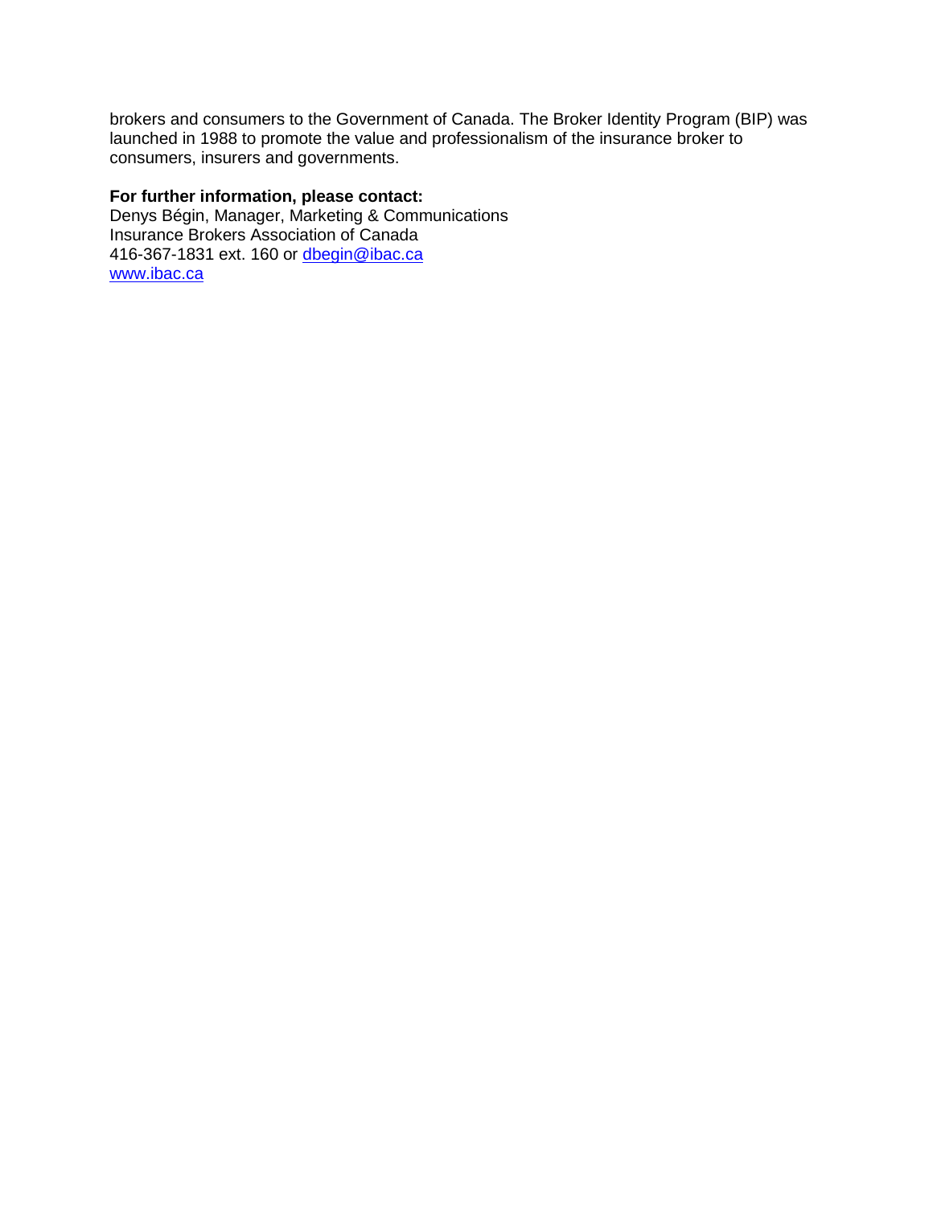brokers and consumers to the Government of Canada. The Broker Identity Program (BIP) was launched in 1988 to promote the value and professionalism of the insurance broker to consumers, insurers and governments.

**For further information, please contact:**
Denys Bégin, Manager, Marketing & Communications
Insurance Brokers Association of Canada
416-367-1831 ext. 160 or dbegin@ibac.ca
www.ibac.ca